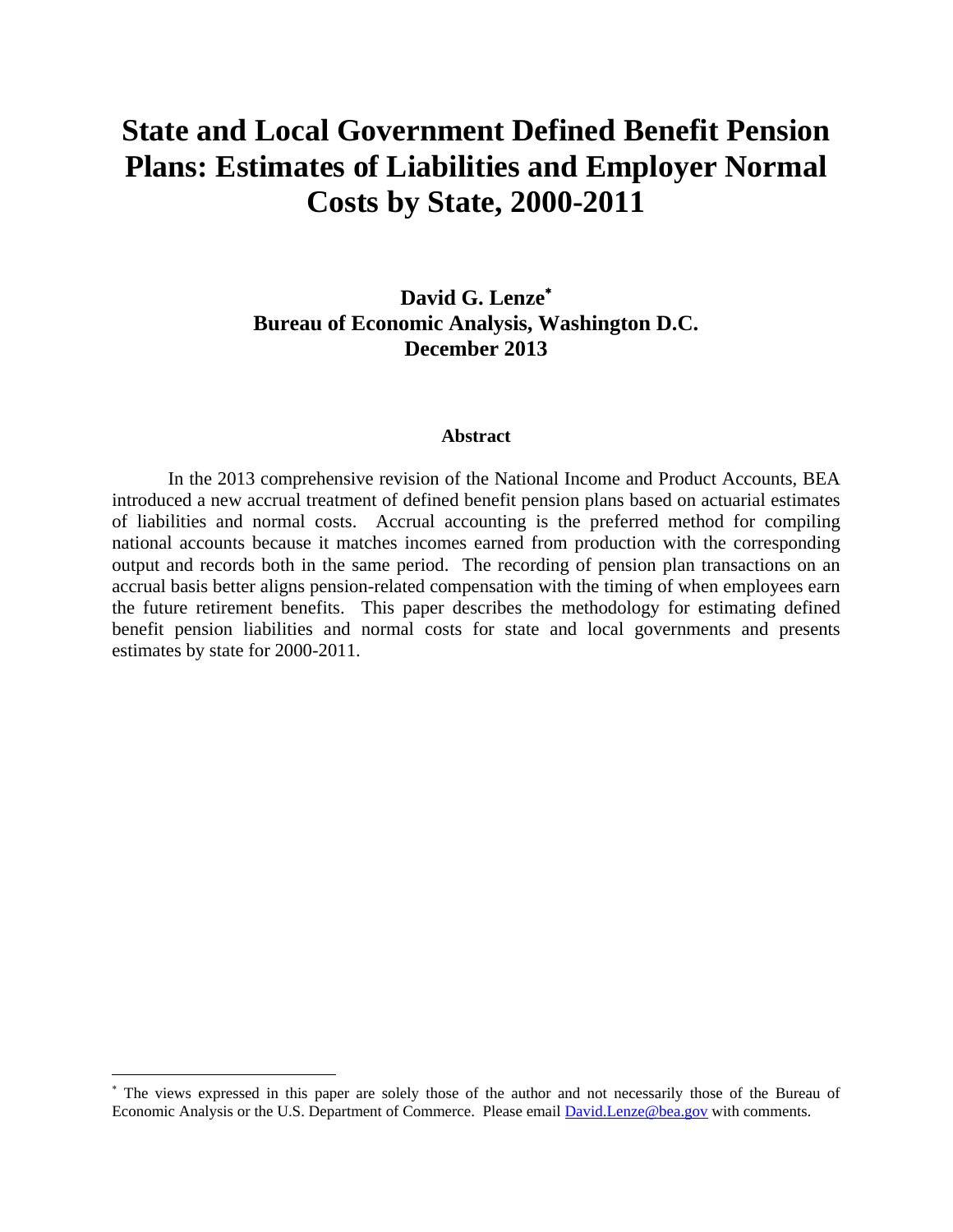# State and Local Government Defined Benefit Pension Plans: Estimates of Liabilities and Employer Normal Costs by State, 2000-2011

**David G. Lenze[*]**
**Bureau of Economic Analysis, Washington D.C.**
**December 2013**

### Abstract

In the 2013 comprehensive revision of the National Income and Product Accounts, BEA introduced a new accrual treatment of defined benefit pension plans based on actuarial estimates of liabilities and normal costs. Accrual accounting is the preferred method for compiling national accounts because it matches incomes earned from production with the corresponding output and records both in the same period. The recording of pension plan transactions on an accrual basis better aligns pension-related compensation with the timing of when employees earn the future retirement benefits. This paper describes the methodology for estimating defined benefit pension liabilities and normal costs for state and local governments and presents estimates by state for 2000-2011.

---

[*] The views expressed in this paper are solely those of the author and not necessarily those of the Bureau of Economic Analysis or the U.S. Department of Commerce. Please email David.Lenze@bea.gov with comments.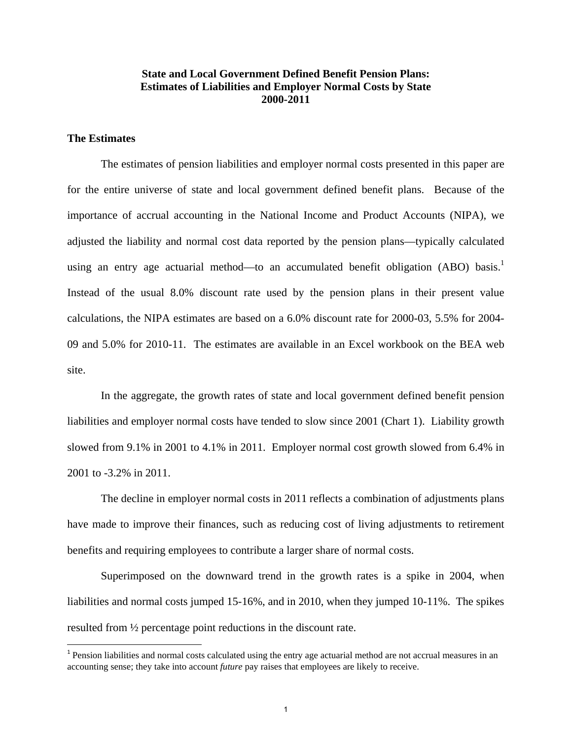**State and Local Government Defined Benefit Pension Plans:**
**Estimates of Liabilities and Employer Normal Costs by State**
**2000-2011**

## The Estimates

The estimates of pension liabilities and employer normal costs presented in this paper are for the entire universe of state and local government defined benefit plans. Because of the importance of accrual accounting in the National Income and Product Accounts (NIPA), we adjusted the liability and normal cost data reported by the pension plans—typically calculated using an entry age actuarial method—to an accumulated benefit obligation (ABO) basis.[1] Instead of the usual 8.0% discount rate used by the pension plans in their present value calculations, the NIPA estimates are based on a 6.0% discount rate for 2000-03, 5.5% for 2004-09 and 5.0% for 2010-11. The estimates are available in an Excel workbook on the BEA web site.

In the aggregate, the growth rates of state and local government defined benefit pension liabilities and employer normal costs have tended to slow since 2001 (Chart 1). Liability growth slowed from 9.1% in 2001 to 4.1% in 2011. Employer normal cost growth slowed from 6.4% in 2001 to -3.2% in 2011.

The decline in employer normal costs in 2011 reflects a combination of adjustments plans have made to improve their finances, such as reducing cost of living adjustments to retirement benefits and requiring employees to contribute a larger share of normal costs.

Superimposed on the downward trend in the growth rates is a spike in 2004, when liabilities and normal costs jumped 15-16%, and in 2010, when they jumped 10-11%. The spikes resulted from ½ percentage point reductions in the discount rate.

[1] Pension liabilities and normal costs calculated using the entry age actuarial method are not accrual measures in an accounting sense; they take into account *future* pay raises that employees are likely to receive.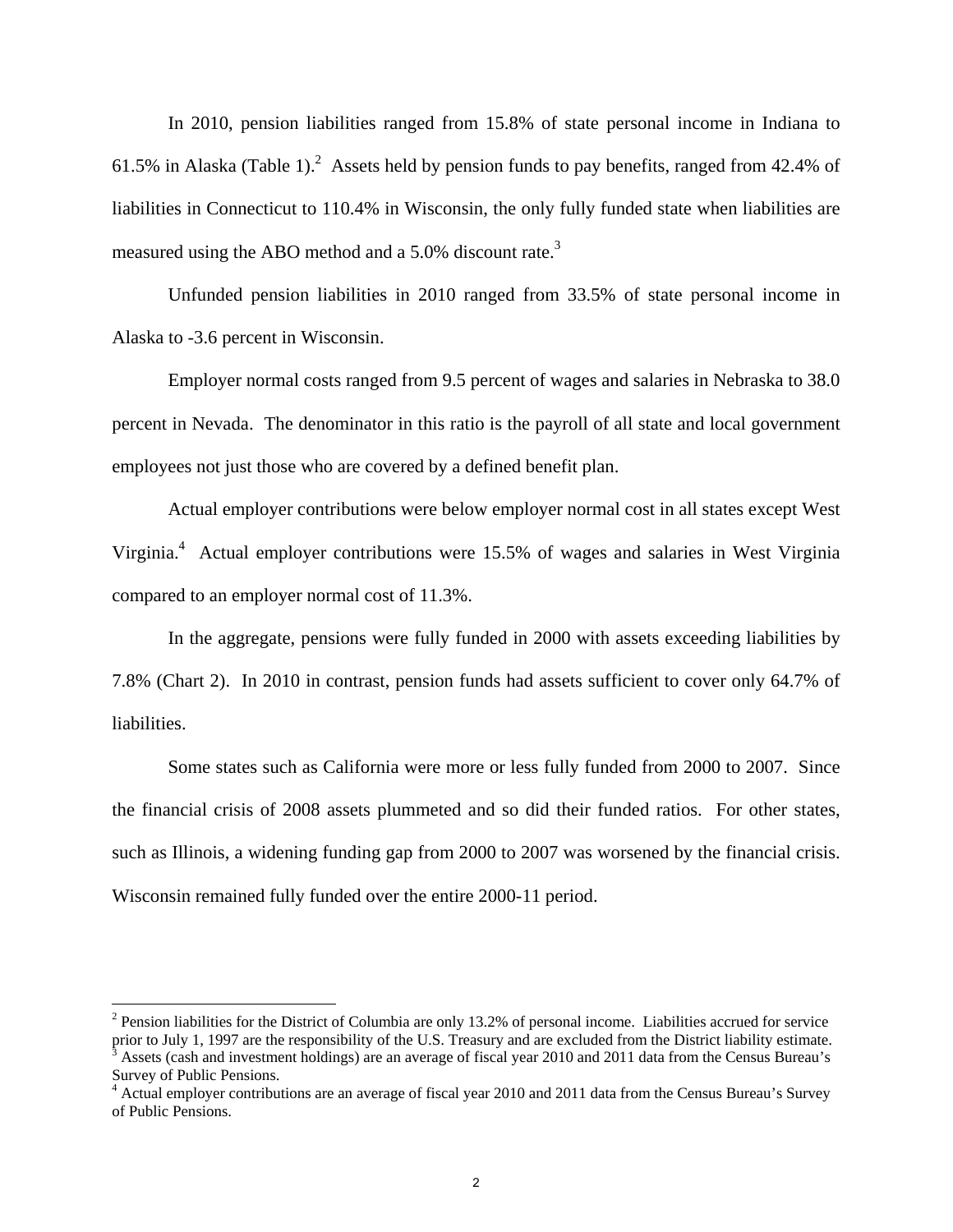In 2010, pension liabilities ranged from 15.8% of state personal income in Indiana to 61.5% in Alaska (Table 1).[2] Assets held by pension funds to pay benefits, ranged from 42.4% of liabilities in Connecticut to 110.4% in Wisconsin, the only fully funded state when liabilities are measured using the ABO method and a 5.0% discount rate.[3]

Unfunded pension liabilities in 2010 ranged from 33.5% of state personal income in Alaska to -3.6 percent in Wisconsin.

Employer normal costs ranged from 9.5 percent of wages and salaries in Nebraska to 38.0 percent in Nevada. The denominator in this ratio is the payroll of all state and local government employees not just those who are covered by a defined benefit plan.

Actual employer contributions were below employer normal cost in all states except West Virginia.[4] Actual employer contributions were 15.5% of wages and salaries in West Virginia compared to an employer normal cost of 11.3%.

In the aggregate, pensions were fully funded in 2000 with assets exceeding liabilities by 7.8% (Chart 2). In 2010 in contrast, pension funds had assets sufficient to cover only 64.7% of liabilities.

Some states such as California were more or less fully funded from 2000 to 2007. Since the financial crisis of 2008 assets plummeted and so did their funded ratios. For other states, such as Illinois, a widening funding gap from 2000 to 2007 was worsened by the financial crisis. Wisconsin remained fully funded over the entire 2000-11 period.

---

[2] Pension liabilities for the District of Columbia are only 13.2% of personal income. Liabilities accrued for service prior to July 1, 1997 are the responsibility of the U.S. Treasury and are excluded from the District liability estimate.

[3] Assets (cash and investment holdings) are an average of fiscal year 2010 and 2011 data from the Census Bureau's Survey of Public Pensions.

[4] Actual employer contributions are an average of fiscal year 2010 and 2011 data from the Census Bureau's Survey of Public Pensions.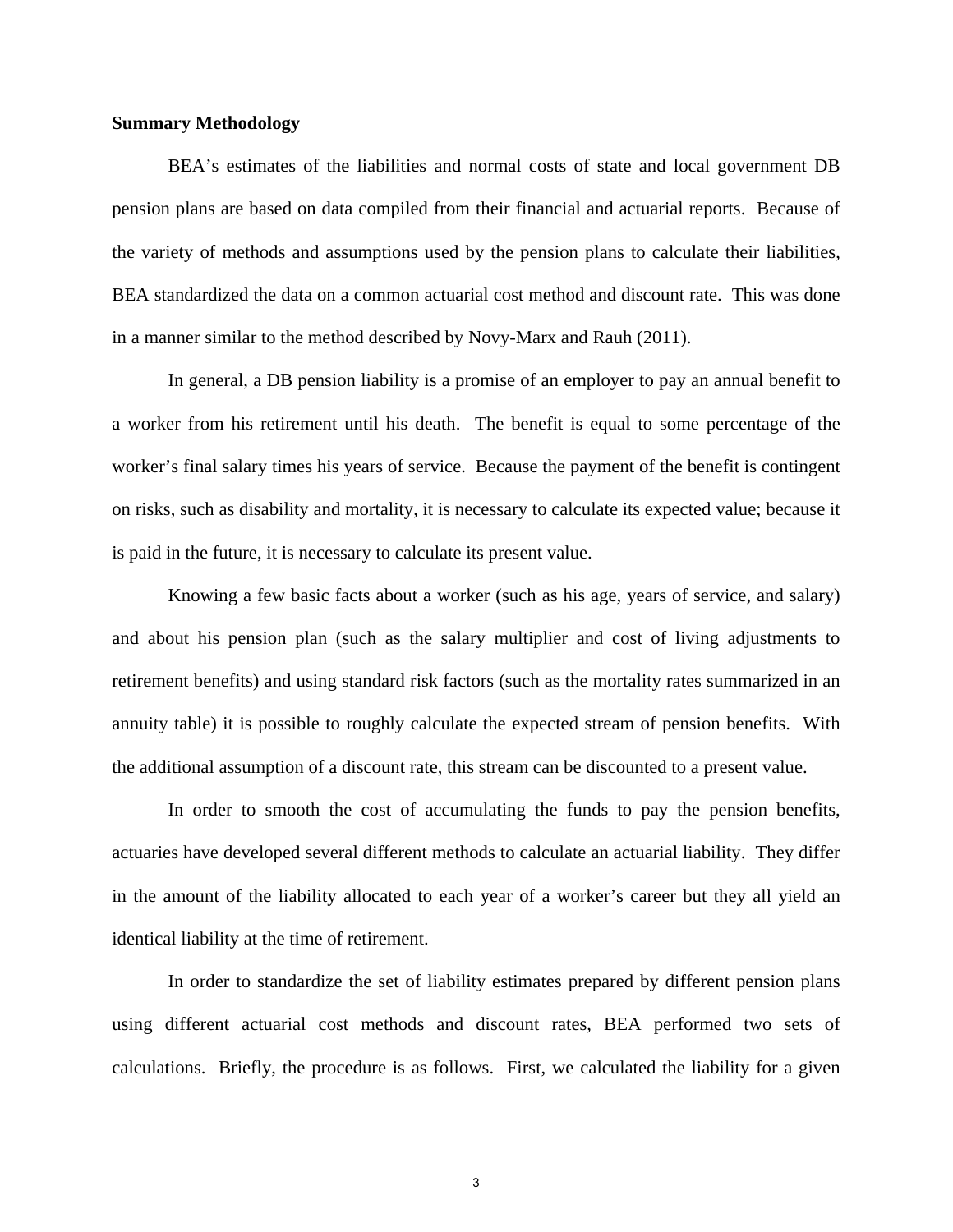**Summary Methodology**

BEA's estimates of the liabilities and normal costs of state and local government DB pension plans are based on data compiled from their financial and actuarial reports. Because of the variety of methods and assumptions used by the pension plans to calculate their liabilities, BEA standardized the data on a common actuarial cost method and discount rate. This was done in a manner similar to the method described by Novy-Marx and Rauh (2011).

In general, a DB pension liability is a promise of an employer to pay an annual benefit to a worker from his retirement until his death. The benefit is equal to some percentage of the worker's final salary times his years of service. Because the payment of the benefit is contingent on risks, such as disability and mortality, it is necessary to calculate its expected value; because it is paid in the future, it is necessary to calculate its present value.

Knowing a few basic facts about a worker (such as his age, years of service, and salary) and about his pension plan (such as the salary multiplier and cost of living adjustments to retirement benefits) and using standard risk factors (such as the mortality rates summarized in an annuity table) it is possible to roughly calculate the expected stream of pension benefits. With the additional assumption of a discount rate, this stream can be discounted to a present value.

In order to smooth the cost of accumulating the funds to pay the pension benefits, actuaries have developed several different methods to calculate an actuarial liability. They differ in the amount of the liability allocated to each year of a worker's career but they all yield an identical liability at the time of retirement.

In order to standardize the set of liability estimates prepared by different pension plans using different actuarial cost methods and discount rates, BEA performed two sets of calculations. Briefly, the procedure is as follows. First, we calculated the liability for a given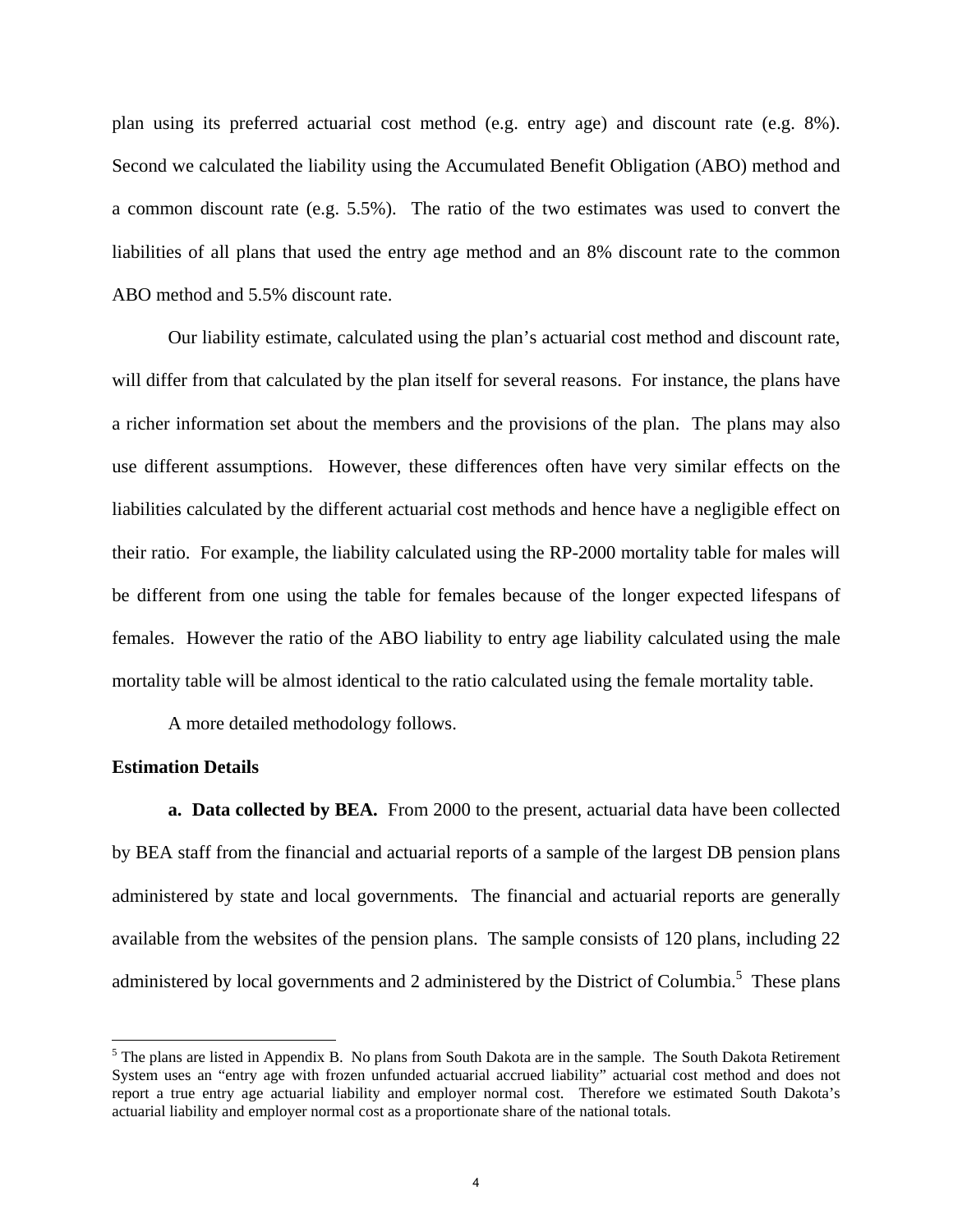plan using its preferred actuarial cost method (e.g. entry age) and discount rate (e.g. 8%). Second we calculated the liability using the Accumulated Benefit Obligation (ABO) method and a common discount rate (e.g. 5.5%). The ratio of the two estimates was used to convert the liabilities of all plans that used the entry age method and an 8% discount rate to the common ABO method and 5.5% discount rate.

Our liability estimate, calculated using the plan's actuarial cost method and discount rate, will differ from that calculated by the plan itself for several reasons. For instance, the plans have a richer information set about the members and the provisions of the plan. The plans may also use different assumptions. However, these differences often have very similar effects on the liabilities calculated by the different actuarial cost methods and hence have a negligible effect on their ratio. For example, the liability calculated using the RP-2000 mortality table for males will be different from one using the table for females because of the longer expected lifespans of females. However the ratio of the ABO liability to entry age liability calculated using the male mortality table will be almost identical to the ratio calculated using the female mortality table.

A more detailed methodology follows.

**Estimation Details**

**a. Data collected by BEA.** From 2000 to the present, actuarial data have been collected by BEA staff from the financial and actuarial reports of a sample of the largest DB pension plans administered by state and local governments. The financial and actuarial reports are generally available from the websites of the pension plans. The sample consists of 120 plans, including 22 administered by local governments and 2 administered by the District of Columbia.[5] These plans

---

[5] The plans are listed in Appendix B. No plans from South Dakota are in the sample. The South Dakota Retirement System uses an "entry age with frozen unfunded actuarial accrued liability" actuarial cost method and does not report a true entry age actuarial liability and employer normal cost. Therefore we estimated South Dakota's actuarial liability and employer normal cost as a proportionate share of the national totals.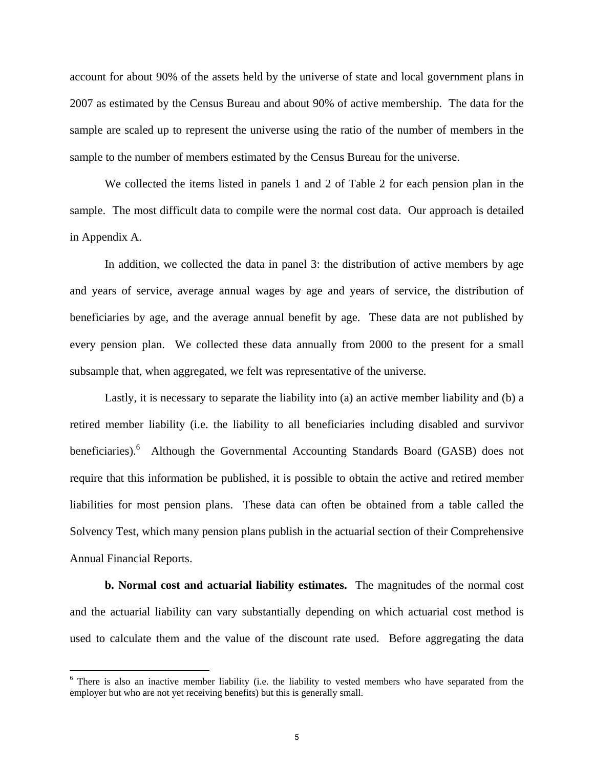account for about 90% of the assets held by the universe of state and local government plans in 2007 as estimated by the Census Bureau and about 90% of active membership. The data for the sample are scaled up to represent the universe using the ratio of the number of members in the sample to the number of members estimated by the Census Bureau for the universe.

We collected the items listed in panels 1 and 2 of Table 2 for each pension plan in the sample. The most difficult data to compile were the normal cost data. Our approach is detailed in Appendix A.

In addition, we collected the data in panel 3: the distribution of active members by age and years of service, average annual wages by age and years of service, the distribution of beneficiaries by age, and the average annual benefit by age. These data are not published by every pension plan. We collected these data annually from 2000 to the present for a small subsample that, when aggregated, we felt was representative of the universe.

Lastly, it is necessary to separate the liability into (a) an active member liability and (b) a retired member liability (i.e. the liability to all beneficiaries including disabled and survivor beneficiaries).[6] Although the Governmental Accounting Standards Board (GASB) does not require that this information be published, it is possible to obtain the active and retired member liabilities for most pension plans. These data can often be obtained from a table called the Solvency Test, which many pension plans publish in the actuarial section of their Comprehensive Annual Financial Reports.

**b. Normal cost and actuarial liability estimates.** The magnitudes of the normal cost and the actuarial liability can vary substantially depending on which actuarial cost method is used to calculate them and the value of the discount rate used. Before aggregating the data

[6] There is also an inactive member liability (i.e. the liability to vested members who have separated from the employer but who are not yet receiving benefits) but this is generally small.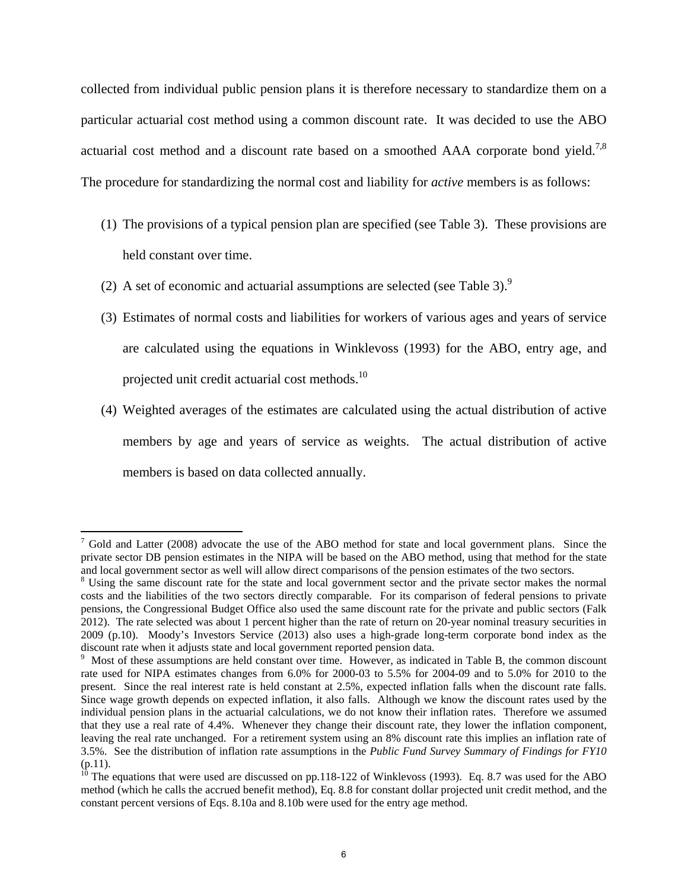collected from individual public pension plans it is therefore necessary to standardize them on a particular actuarial cost method using a common discount rate. It was decided to use the ABO actuarial cost method and a discount rate based on a smoothed AAA corporate bond yield.[7,8] The procedure for standardizing the normal cost and liability for *active* members is as follows:

(1) The provisions of a typical pension plan are specified (see Table 3). These provisions are held constant over time.

(2) A set of economic and actuarial assumptions are selected (see Table 3).[9]

(3) Estimates of normal costs and liabilities for workers of various ages and years of service are calculated using the equations in Winklevoss (1993) for the ABO, entry age, and projected unit credit actuarial cost methods.[10]

(4) Weighted averages of the estimates are calculated using the actual distribution of active members by age and years of service as weights. The actual distribution of active members is based on data collected annually.

---

[7] Gold and Latter (2008) advocate the use of the ABO method for state and local government plans. Since the private sector DB pension estimates in the NIPA will be based on the ABO method, using that method for the state and local government sector as well will allow direct comparisons of the pension estimates of the two sectors.

[8] Using the same discount rate for the state and local government sector and the private sector makes the normal costs and the liabilities of the two sectors directly comparable. For its comparison of federal pensions to private pensions, the Congressional Budget Office also used the same discount rate for the private and public sectors (Falk 2012). The rate selected was about 1 percent higher than the rate of return on 20-year nominal treasury securities in 2009 (p.10). Moody's Investors Service (2013) also uses a high-grade long-term corporate bond index as the discount rate when it adjusts state and local government reported pension data.

[9] Most of these assumptions are held constant over time. However, as indicated in Table B, the common discount rate used for NIPA estimates changes from 6.0% for 2000-03 to 5.5% for 2004-09 and to 5.0% for 2010 to the present. Since the real interest rate is held constant at 2.5%, expected inflation falls when the discount rate falls. Since wage growth depends on expected inflation, it also falls. Although we know the discount rates used by the individual pension plans in the actuarial calculations, we do not know their inflation rates. Therefore we assumed that they use a real rate of 4.4%. Whenever they change their discount rate, they lower the inflation component, leaving the real rate unchanged. For a retirement system using an 8% discount rate this implies an inflation rate of 3.5%. See the distribution of inflation rate assumptions in the *Public Fund Survey Summary of Findings for FY10* (p.11).

[10] The equations that were used are discussed on pp.118-122 of Winklevoss (1993). Eq. 8.7 was used for the ABO method (which he calls the accrued benefit method), Eq. 8.8 for constant dollar projected unit credit method, and the constant percent versions of Eqs. 8.10a and 8.10b were used for the entry age method.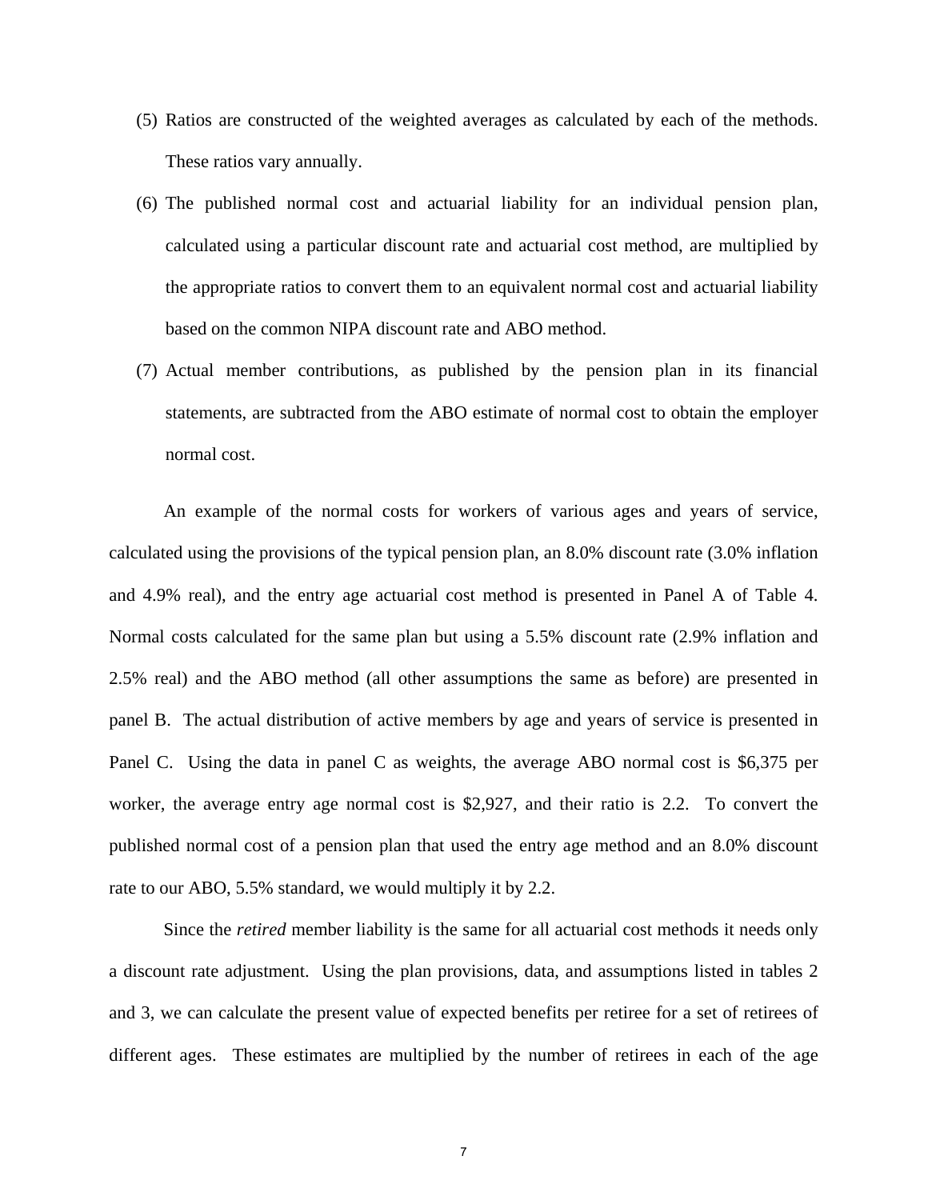(5) Ratios are constructed of the weighted averages as calculated by each of the methods. These ratios vary annually.

(6) The published normal cost and actuarial liability for an individual pension plan, calculated using a particular discount rate and actuarial cost method, are multiplied by the appropriate ratios to convert them to an equivalent normal cost and actuarial liability based on the common NIPA discount rate and ABO method.

(7) Actual member contributions, as published by the pension plan in its financial statements, are subtracted from the ABO estimate of normal cost to obtain the employer normal cost.

An example of the normal costs for workers of various ages and years of service, calculated using the provisions of the typical pension plan, an 8.0% discount rate (3.0% inflation and 4.9% real), and the entry age actuarial cost method is presented in Panel A of Table 4. Normal costs calculated for the same plan but using a 5.5% discount rate (2.9% inflation and 2.5% real) and the ABO method (all other assumptions the same as before) are presented in panel B. The actual distribution of active members by age and years of service is presented in Panel C. Using the data in panel C as weights, the average ABO normal cost is $6,375 per worker, the average entry age normal cost is $2,927, and their ratio is 2.2. To convert the published normal cost of a pension plan that used the entry age method and an 8.0% discount rate to our ABO, 5.5% standard, we would multiply it by 2.2.

Since the *retired* member liability is the same for all actuarial cost methods it needs only a discount rate adjustment. Using the plan provisions, data, and assumptions listed in tables 2 and 3, we can calculate the present value of expected benefits per retiree for a set of retirees of different ages. These estimates are multiplied by the number of retirees in each of the age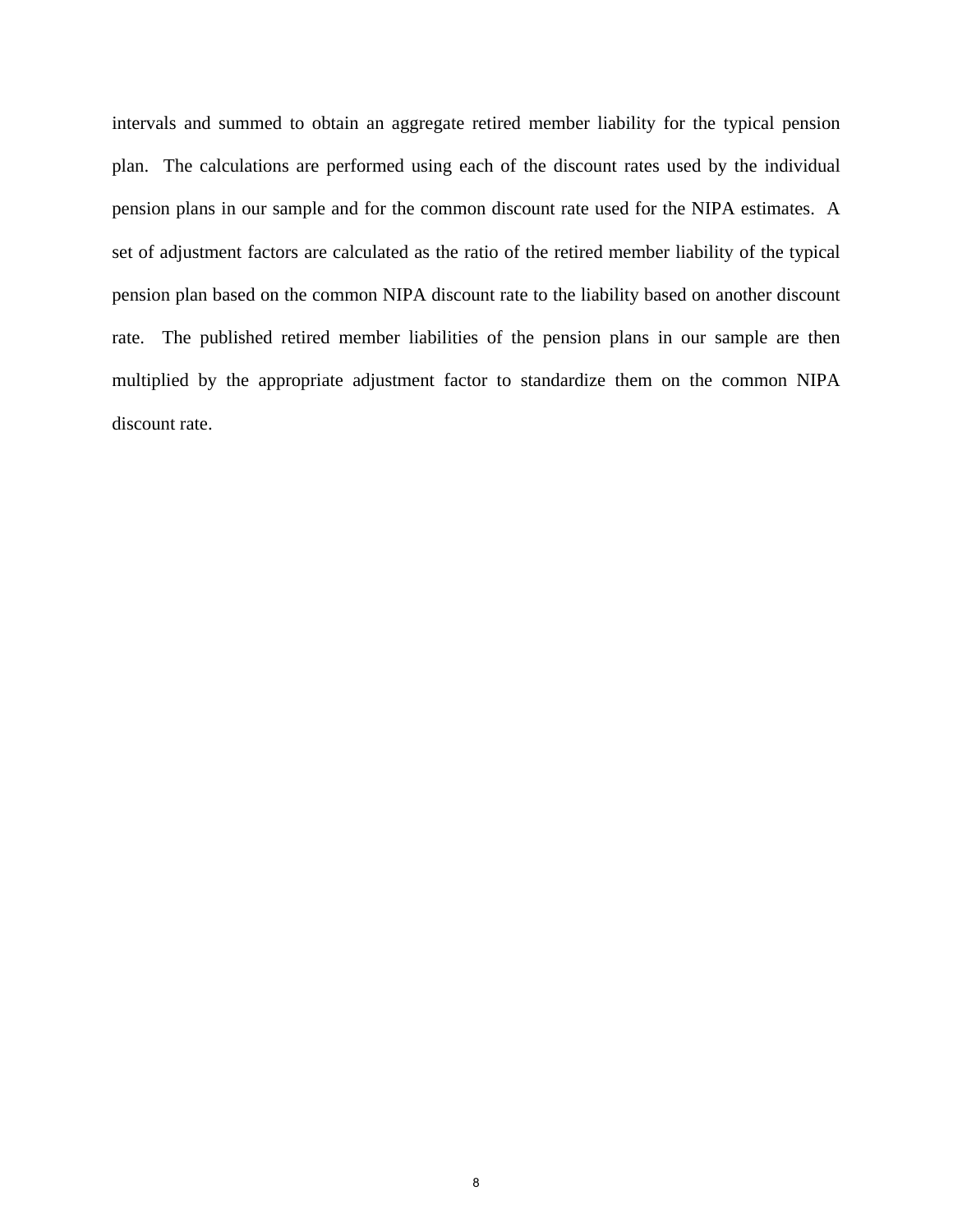intervals and summed to obtain an aggregate retired member liability for the typical pension plan. The calculations are performed using each of the discount rates used by the individual pension plans in our sample and for the common discount rate used for the NIPA estimates. A set of adjustment factors are calculated as the ratio of the retired member liability of the typical pension plan based on the common NIPA discount rate to the liability based on another discount rate. The published retired member liabilities of the pension plans in our sample are then multiplied by the appropriate adjustment factor to standardize them on the common NIPA discount rate.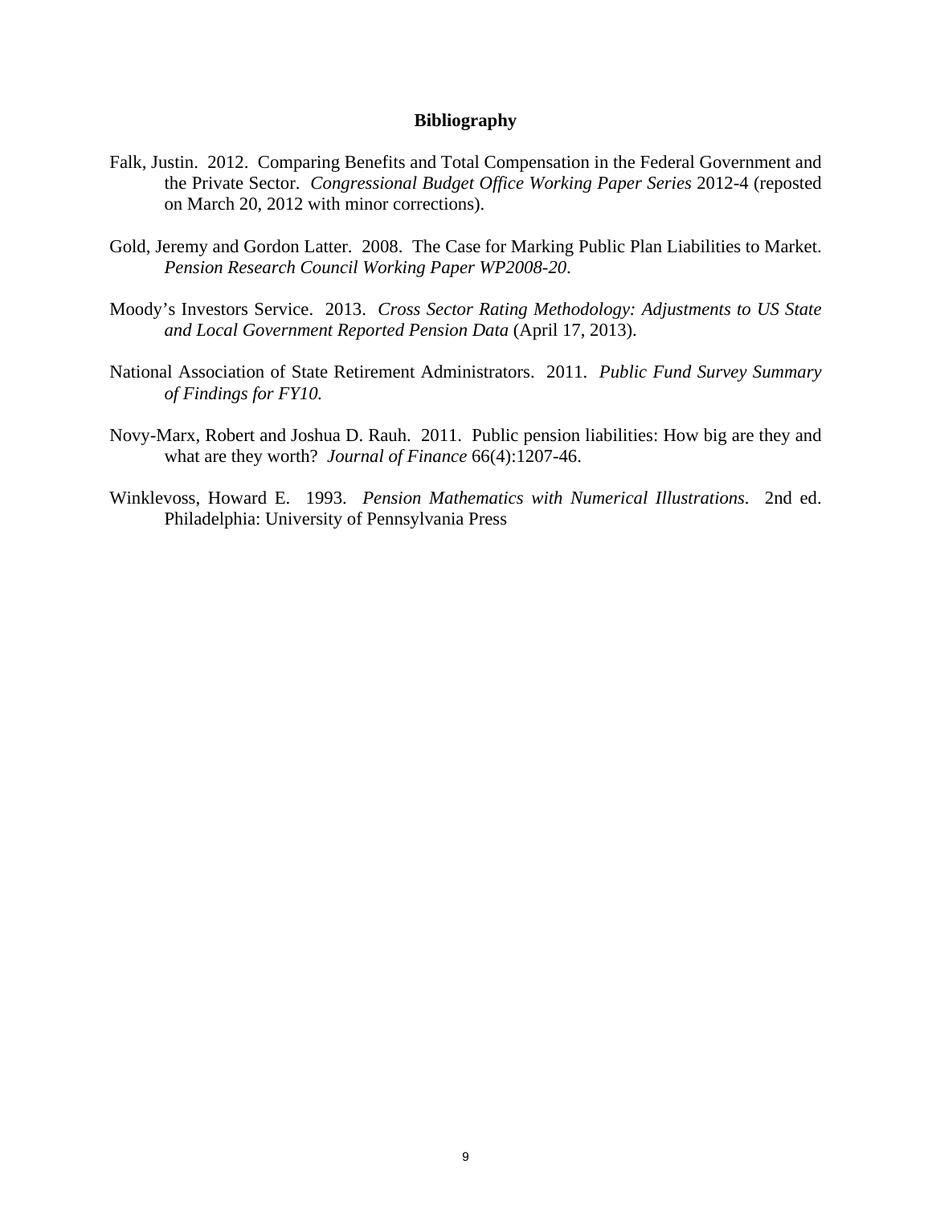**Bibliography**

Falk, Justin. 2012. Comparing Benefits and Total Compensation in the Federal Government and the Private Sector. *Congressional Budget Office Working Paper Series* 2012-4 (reposted on March 20, 2012 with minor corrections).

Gold, Jeremy and Gordon Latter. 2008. The Case for Marking Public Plan Liabilities to Market. *Pension Research Council Working Paper WP2008-20*.

Moody's Investors Service. 2013. *Cross Sector Rating Methodology: Adjustments to US State and Local Government Reported Pension Data* (April 17, 2013).

National Association of State Retirement Administrators. 2011. *Public Fund Survey Summary of Findings for FY10.*

Novy-Marx, Robert and Joshua D. Rauh. 2011. Public pension liabilities: How big are they and what are they worth? *Journal of Finance* 66(4):1207-46.

Winklevoss, Howard E. 1993. *Pension Mathematics with Numerical Illustrations.* 2nd ed. Philadelphia: University of Pennsylvania Press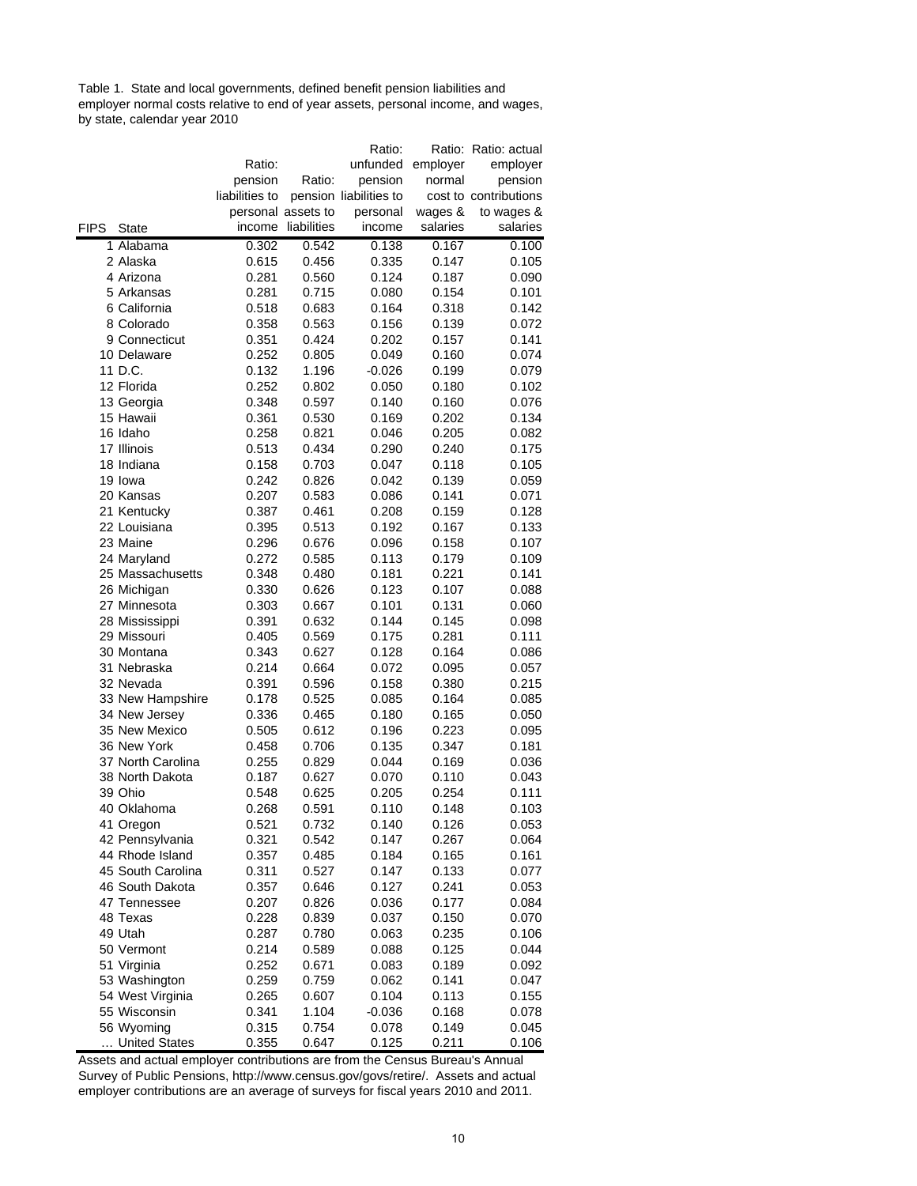Table 1. State and local governments, defined benefit pension liabilities and employer normal costs relative to end of year assets, personal income, and wages, by state, calendar year 2010

| FIPS | State | Ratio: pension liabilities to personal income | Ratio: pension assets to liabilities | Ratio: unfunded pension liabilities to personal income | Ratio: employer normal cost to wages & salaries | Ratio: actual employer pension contributions to wages & salaries |
|---|---|---|---|---|---|---|
| 1 | Alabama | 0.302 | 0.542 | 0.138 | 0.167 | 0.100 |
| 2 | Alaska | 0.615 | 0.456 | 0.335 | 0.147 | 0.105 |
| 4 | Arizona | 0.281 | 0.560 | 0.124 | 0.187 | 0.090 |
| 5 | Arkansas | 0.281 | 0.715 | 0.080 | 0.154 | 0.101 |
| 6 | California | 0.518 | 0.683 | 0.164 | 0.318 | 0.142 |
| 8 | Colorado | 0.358 | 0.563 | 0.156 | 0.139 | 0.072 |
| 9 | Connecticut | 0.351 | 0.424 | 0.202 | 0.157 | 0.141 |
| 10 | Delaware | 0.252 | 0.805 | 0.049 | 0.160 | 0.074 |
| 11 | D.C. | 0.132 | 1.196 | -0.026 | 0.199 | 0.079 |
| 12 | Florida | 0.252 | 0.802 | 0.050 | 0.180 | 0.102 |
| 13 | Georgia | 0.348 | 0.597 | 0.140 | 0.160 | 0.076 |
| 15 | Hawaii | 0.361 | 0.530 | 0.169 | 0.202 | 0.134 |
| 16 | Idaho | 0.258 | 0.821 | 0.046 | 0.205 | 0.082 |
| 17 | Illinois | 0.513 | 0.434 | 0.290 | 0.240 | 0.175 |
| 18 | Indiana | 0.158 | 0.703 | 0.047 | 0.118 | 0.105 |
| 19 | Iowa | 0.242 | 0.826 | 0.042 | 0.139 | 0.059 |
| 20 | Kansas | 0.207 | 0.583 | 0.086 | 0.141 | 0.071 |
| 21 | Kentucky | 0.387 | 0.461 | 0.208 | 0.159 | 0.128 |
| 22 | Louisiana | 0.395 | 0.513 | 0.192 | 0.167 | 0.133 |
| 23 | Maine | 0.296 | 0.676 | 0.096 | 0.158 | 0.107 |
| 24 | Maryland | 0.272 | 0.585 | 0.113 | 0.179 | 0.109 |
| 25 | Massachusetts | 0.348 | 0.480 | 0.181 | 0.221 | 0.141 |
| 26 | Michigan | 0.330 | 0.626 | 0.123 | 0.107 | 0.088 |
| 27 | Minnesota | 0.303 | 0.667 | 0.101 | 0.131 | 0.060 |
| 28 | Mississippi | 0.391 | 0.632 | 0.144 | 0.145 | 0.098 |
| 29 | Missouri | 0.405 | 0.569 | 0.175 | 0.281 | 0.111 |
| 30 | Montana | 0.343 | 0.627 | 0.128 | 0.164 | 0.086 |
| 31 | Nebraska | 0.214 | 0.664 | 0.072 | 0.095 | 0.057 |
| 32 | Nevada | 0.391 | 0.596 | 0.158 | 0.380 | 0.215 |
| 33 | New Hampshire | 0.178 | 0.525 | 0.085 | 0.164 | 0.085 |
| 34 | New Jersey | 0.336 | 0.465 | 0.180 | 0.165 | 0.050 |
| 35 | New Mexico | 0.505 | 0.612 | 0.196 | 0.223 | 0.095 |
| 36 | New York | 0.458 | 0.706 | 0.135 | 0.347 | 0.181 |
| 37 | North Carolina | 0.255 | 0.829 | 0.044 | 0.169 | 0.036 |
| 38 | North Dakota | 0.187 | 0.627 | 0.070 | 0.110 | 0.043 |
| 39 | Ohio | 0.548 | 0.625 | 0.205 | 0.254 | 0.111 |
| 40 | Oklahoma | 0.268 | 0.591 | 0.110 | 0.148 | 0.103 |
| 41 | Oregon | 0.521 | 0.732 | 0.140 | 0.126 | 0.053 |
| 42 | Pennsylvania | 0.321 | 0.542 | 0.147 | 0.267 | 0.064 |
| 44 | Rhode Island | 0.357 | 0.485 | 0.184 | 0.165 | 0.161 |
| 45 | South Carolina | 0.311 | 0.527 | 0.147 | 0.133 | 0.077 |
| 46 | South Dakota | 0.357 | 0.646 | 0.127 | 0.241 | 0.053 |
| 47 | Tennessee | 0.207 | 0.826 | 0.036 | 0.177 | 0.084 |
| 48 | Texas | 0.228 | 0.839 | 0.037 | 0.150 | 0.070 |
| 49 | Utah | 0.287 | 0.780 | 0.063 | 0.235 | 0.106 |
| 50 | Vermont | 0.214 | 0.589 | 0.088 | 0.125 | 0.044 |
| 51 | Virginia | 0.252 | 0.671 | 0.083 | 0.189 | 0.092 |
| 53 | Washington | 0.259 | 0.759 | 0.062 | 0.141 | 0.047 |
| 54 | West Virginia | 0.265 | 0.607 | 0.104 | 0.113 | 0.155 |
| 55 | Wisconsin | 0.341 | 1.104 | -0.036 | 0.168 | 0.078 |
| 56 | Wyoming | 0.315 | 0.754 | 0.078 | 0.149 | 0.045 |
| … | United States | 0.355 | 0.647 | 0.125 | 0.211 | 0.106 |

Assets and actual employer contributions are from the Census Bureau's Annual Survey of Public Pensions, http://www.census.gov/govs/retire/. Assets and actual employer contributions are an average of surveys for fiscal years 2010 and 2011.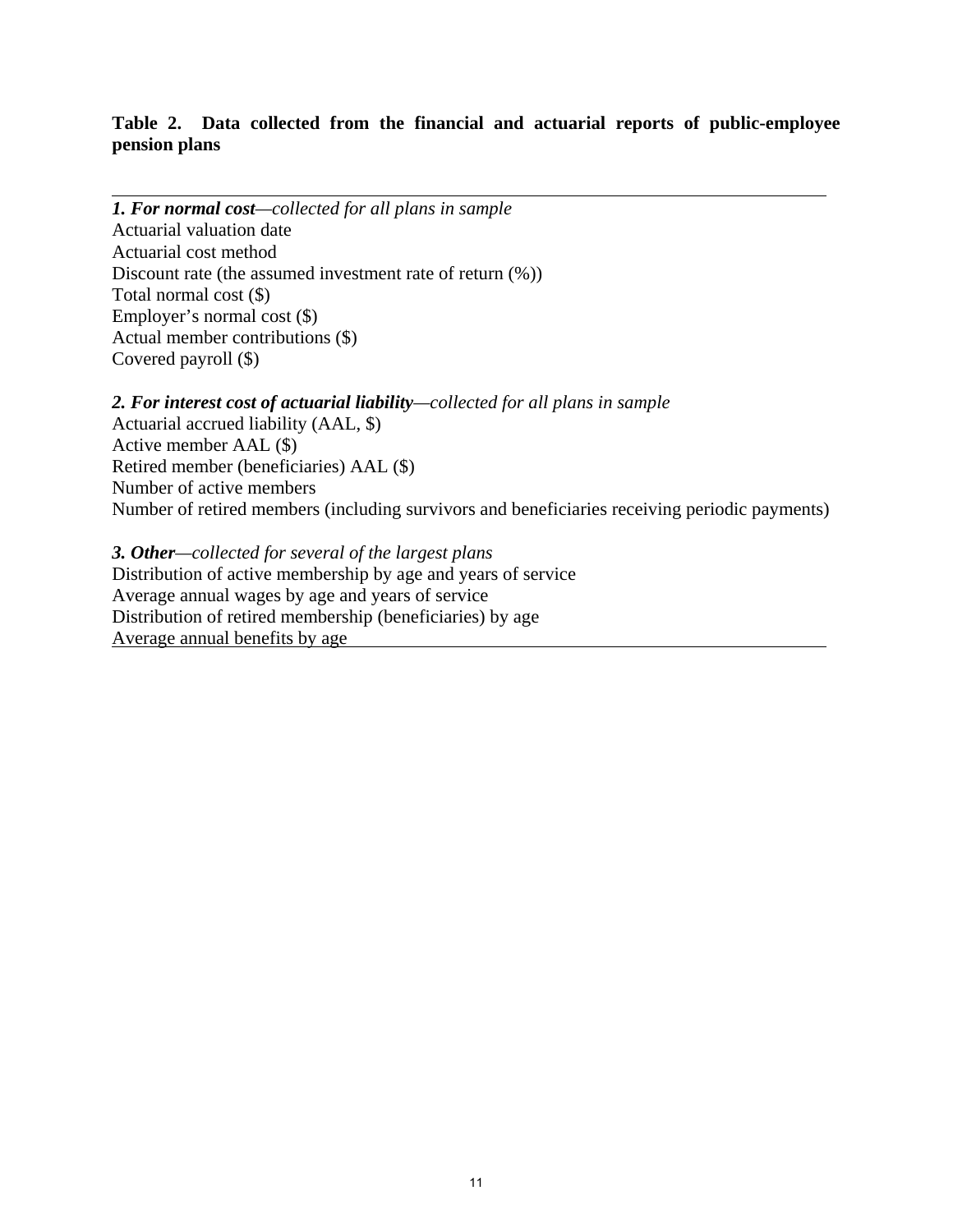**Table 2. Data collected from the financial and actuarial reports of public-employee pension plans**

***1. For normal cost****—collected for all plans in sample*

Actuarial valuation date
Actuarial cost method
Discount rate (the assumed investment rate of return (%))
Total normal cost ($)
Employer's normal cost ($)
Actual member contributions ($)
Covered payroll ($)

***2. For interest cost of actuarial liability****—collected for all plans in sample*

Actuarial accrued liability (AAL, $)
Active member AAL ($)
Retired member (beneficiaries) AAL ($)
Number of active members
Number of retired members (including survivors and beneficiaries receiving periodic payments)

***3. Other****—collected for several of the largest plans*

Distribution of active membership by age and years of service
Average annual wages by age and years of service
Distribution of retired membership (beneficiaries) by age
Average annual benefits by age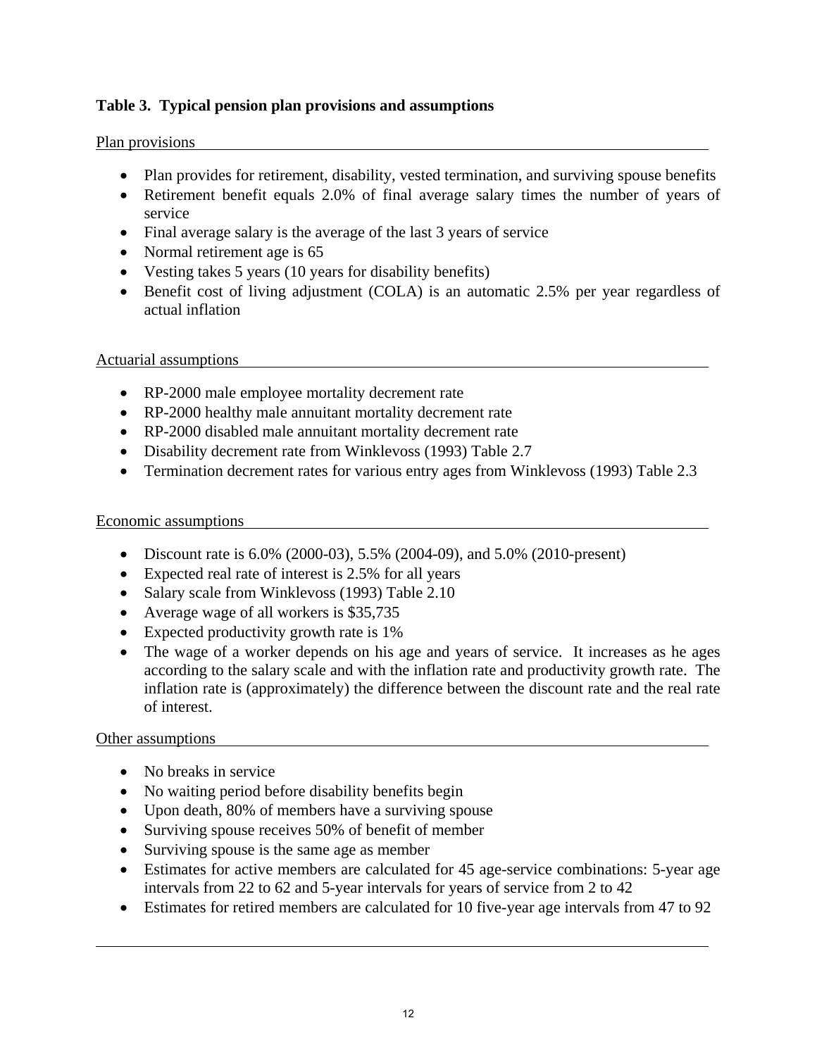**Table 3. Typical pension plan provisions and assumptions**

Plan provisions

- Plan provides for retirement, disability, vested termination, and surviving spouse benefits
- Retirement benefit equals 2.0% of final average salary times the number of years of service
- Final average salary is the average of the last 3 years of service
- Normal retirement age is 65
- Vesting takes 5 years (10 years for disability benefits)
- Benefit cost of living adjustment (COLA) is an automatic 2.5% per year regardless of actual inflation

Actuarial assumptions

- RP-2000 male employee mortality decrement rate
- RP-2000 healthy male annuitant mortality decrement rate
- RP-2000 disabled male annuitant mortality decrement rate
- Disability decrement rate from Winklevoss (1993) Table 2.7
- Termination decrement rates for various entry ages from Winklevoss (1993) Table 2.3

Economic assumptions

- Discount rate is 6.0% (2000-03), 5.5% (2004-09), and 5.0% (2010-present)
- Expected real rate of interest is 2.5% for all years
- Salary scale from Winklevoss (1993) Table 2.10
- Average wage of all workers is $35,735
- Expected productivity growth rate is 1%
- The wage of a worker depends on his age and years of service. It increases as he ages according to the salary scale and with the inflation rate and productivity growth rate. The inflation rate is (approximately) the difference between the discount rate and the real rate of interest.

Other assumptions

- No breaks in service
- No waiting period before disability benefits begin
- Upon death, 80% of members have a surviving spouse
- Surviving spouse receives 50% of benefit of member
- Surviving spouse is the same age as member
- Estimates for active members are calculated for 45 age-service combinations: 5-year age intervals from 22 to 62 and 5-year intervals for years of service from 2 to 42
- Estimates for retired members are calculated for 10 five-year age intervals from 47 to 92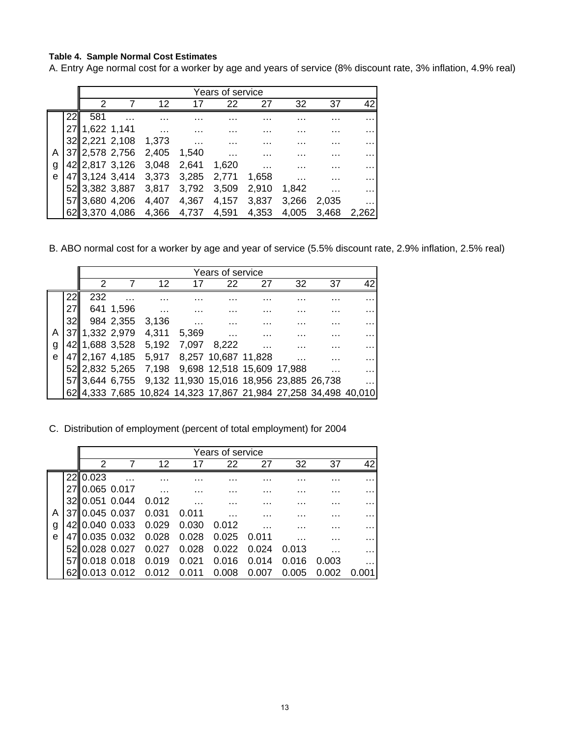**Table 4. Sample Normal Cost Estimates**

A. Entry Age normal cost for a worker by age and years of service (8% discount rate, 3% inflation, 4.9% real)

| Age | Years of service: 2 | 7 | 12 | 17 | 22 | 27 | 32 | 37 | 42 |
|---|---|---|---|---|---|---|---|---|---|
| 22 | 581 | … | … | … | … | … | … | … | … |
| 27 | 1,622 | 1,141 | … | … | … | … | … | … | … |
| 32 | 2,221 | 2,108 | 1,373 | … | … | … | … | … | … |
| 37 | 2,578 | 2,756 | 2,405 | 1,540 | … | … | … | … | … |
| 42 | 2,817 | 3,126 | 3,048 | 2,641 | 1,620 | … | … | … | … |
| 47 | 3,124 | 3,414 | 3,373 | 3,285 | 2,771 | 1,658 | … | … | … |
| 52 | 3,382 | 3,887 | 3,817 | 3,792 | 3,509 | 2,910 | 1,842 | … | … |
| 57 | 3,680 | 4,206 | 4,407 | 4,367 | 4,157 | 3,837 | 3,266 | 2,035 | … |
| 62 | 3,370 | 4,086 | 4,366 | 4,737 | 4,591 | 4,353 | 4,005 | 3,468 | 2,262 |

B. ABO normal cost for a worker by age and year of service (5.5% discount rate, 2.9% inflation, 2.5% real)

| Age | Years of service: 2 | 7 | 12 | 17 | 22 | 27 | 32 | 37 | 42 |
|---|---|---|---|---|---|---|---|---|---|
| 22 | 232 | … | … | … | … | … | … | … | … |
| 27 | 641 | 1,596 | … | … | … | … | … | … | … |
| 32 | 984 | 2,355 | 3,136 | … | … | … | … | … | … |
| 37 | 1,332 | 2,979 | 4,311 | 5,369 | … | … | … | … | … |
| 42 | 1,688 | 3,528 | 5,192 | 7,097 | 8,222 | … | … | … | … |
| 47 | 2,167 | 4,185 | 5,917 | 8,257 | 10,687 | 11,828 | … | … | … |
| 52 | 2,832 | 5,265 | 7,198 | 9,698 | 12,518 | 15,609 | 17,988 | … | … |
| 57 | 3,644 | 6,755 | 9,132 | 11,930 | 15,016 | 18,956 | 23,885 | 26,738 | … |
| 62 | 4,333 | 7,685 | 10,824 | 14,323 | 17,867 | 21,984 | 27,258 | 34,498 | 40,010 |

C. Distribution of employment (percent of total employment) for 2004

| Age | Years of service: 2 | 7 | 12 | 17 | 22 | 27 | 32 | 37 | 42 |
|---|---|---|---|---|---|---|---|---|---|
| 22 | 0.023 | … | … | … | … | … | … | … | … |
| 27 | 0.065 | 0.017 | … | … | … | … | … | … | … |
| 32 | 0.051 | 0.044 | 0.012 | … | … | … | … | … | … |
| 37 | 0.045 | 0.037 | 0.031 | 0.011 | … | … | … | … | … |
| 42 | 0.040 | 0.033 | 0.029 | 0.030 | 0.012 | … | … | … | … |
| 47 | 0.035 | 0.032 | 0.028 | 0.028 | 0.025 | 0.011 | … | … | … |
| 52 | 0.028 | 0.027 | 0.027 | 0.028 | 0.022 | 0.024 | 0.013 | … | … |
| 57 | 0.018 | 0.018 | 0.019 | 0.021 | 0.016 | 0.014 | 0.016 | 0.003 | … |
| 62 | 0.013 | 0.012 | 0.012 | 0.011 | 0.008 | 0.007 | 0.005 | 0.002 | 0.001 |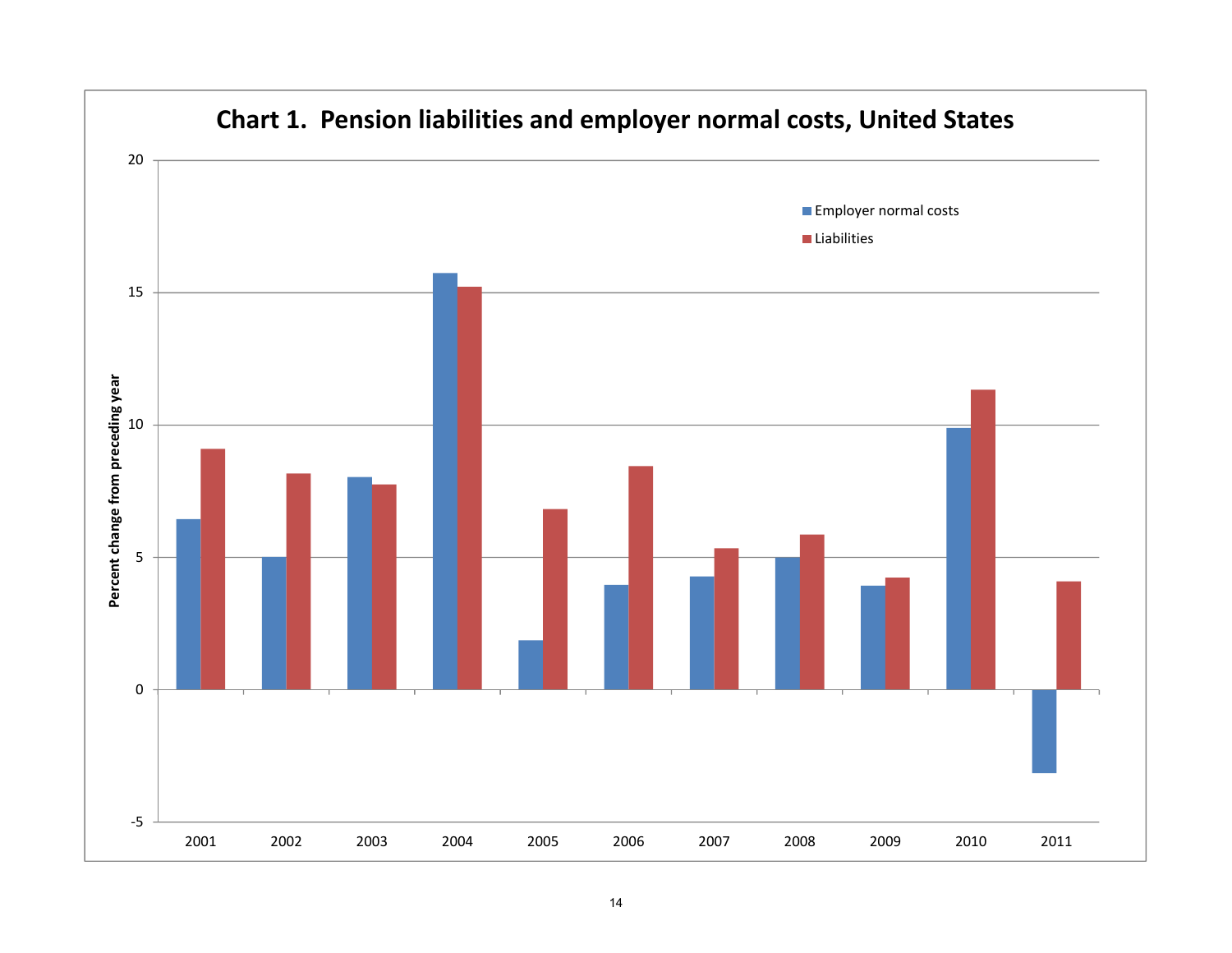**Chart 1. Pension liabilities and employer normal costs, United States**

Percent change from preceding year

- Employer normal costs
- Liabilities

2001 2002 2003 2004 2005 2006 2007 2008 2009 2010 2011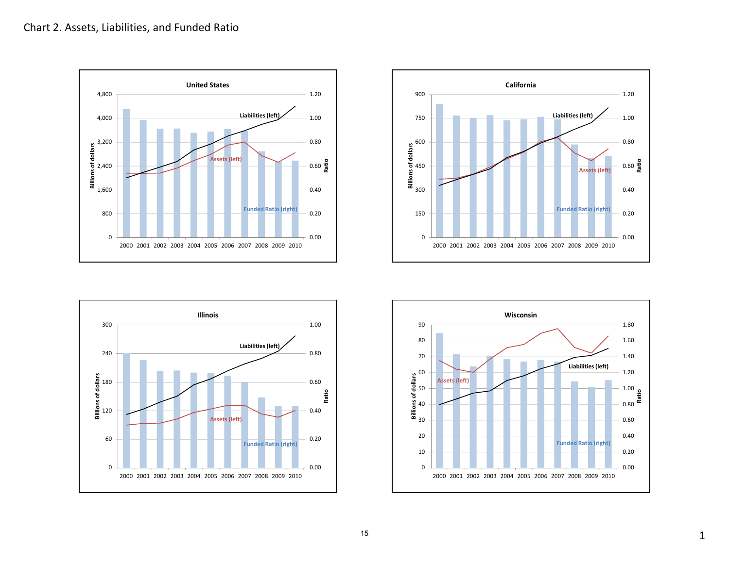Chart 2. Assets, Liabilities, and Funded Ratio

**United States**

Billions of dollars (left axis: 0 to 4,800); Ratio (right axis: 0.00 to 1.20)

Liabilities (left) · Assets (left) · Funded Ratio (right)

2000 2001 2002 2003 2004 2005 2006 2007 2008 2009 2010

**California**

Billions of dollars (left axis: 0 to 900); Ratio (right axis: 0.00 to 1.20)

Liabilities (left) · Assets (left) · Funded Ratio (right)

2000 2001 2002 2003 2004 2005 2006 2007 2008 2009 2010

**Illinois**

Billions of dollars (left axis: 0 to 300); Ratio (right axis: 0.00 to 1.00)

Liabilities (left) · Assets (left) · Funded Ratio (right)

2000 2001 2002 2003 2004 2005 2006 2007 2008 2009 2010

**Wisconsin**

Billions of dollars (left axis: 0 to 90); Ratio (right axis: 0.00 to 1.80)

Liabilities (left) · Assets (left) · Funded Ratio (right)

2000 2001 2002 2003 2004 2005 2006 2007 2008 2009 2010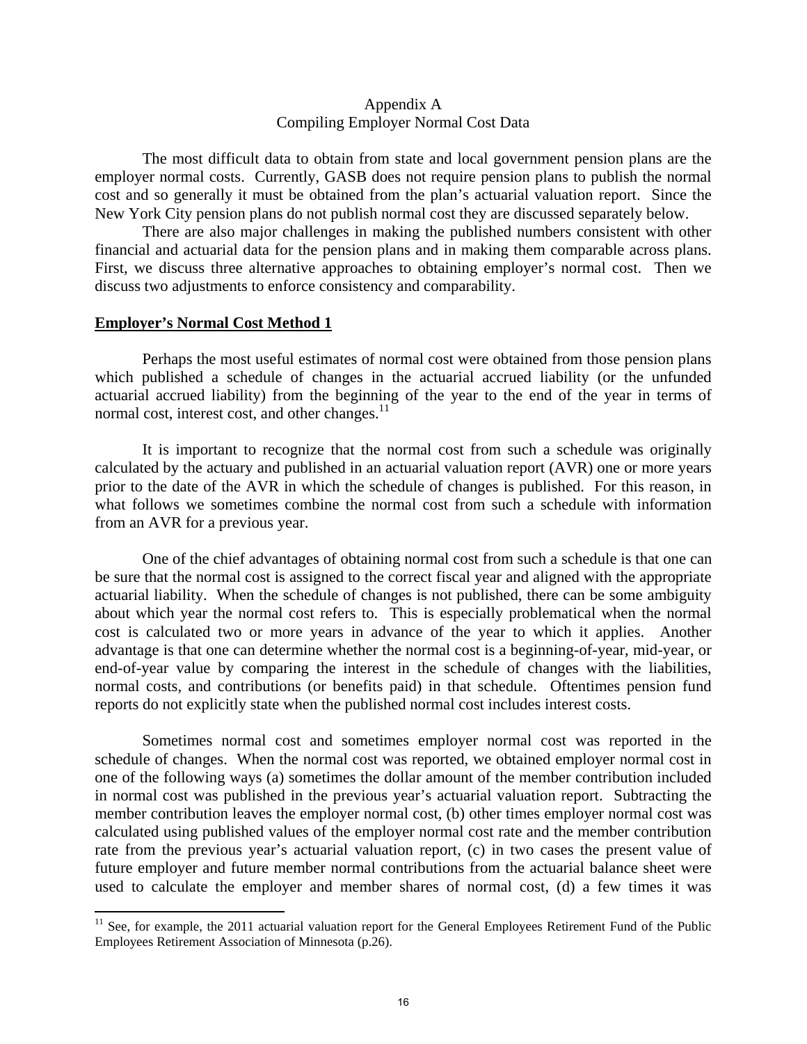## Appendix A
## Compiling Employer Normal Cost Data

The most difficult data to obtain from state and local government pension plans are the employer normal costs. Currently, GASB does not require pension plans to publish the normal cost and so generally it must be obtained from the plan's actuarial valuation report. Since the New York City pension plans do not publish normal cost they are discussed separately below.

There are also major challenges in making the published numbers consistent with other financial and actuarial data for the pension plans and in making them comparable across plans. First, we discuss three alternative approaches to obtaining employer's normal cost. Then we discuss two adjustments to enforce consistency and comparability.

**Employer's Normal Cost Method 1**

Perhaps the most useful estimates of normal cost were obtained from those pension plans which published a schedule of changes in the actuarial accrued liability (or the unfunded actuarial accrued liability) from the beginning of the year to the end of the year in terms of normal cost, interest cost, and other changes.[11]

It is important to recognize that the normal cost from such a schedule was originally calculated by the actuary and published in an actuarial valuation report (AVR) one or more years prior to the date of the AVR in which the schedule of changes is published. For this reason, in what follows we sometimes combine the normal cost from such a schedule with information from an AVR for a previous year.

One of the chief advantages of obtaining normal cost from such a schedule is that one can be sure that the normal cost is assigned to the correct fiscal year and aligned with the appropriate actuarial liability. When the schedule of changes is not published, there can be some ambiguity about which year the normal cost refers to. This is especially problematical when the normal cost is calculated two or more years in advance of the year to which it applies. Another advantage is that one can determine whether the normal cost is a beginning-of-year, mid-year, or end-of-year value by comparing the interest in the schedule of changes with the liabilities, normal costs, and contributions (or benefits paid) in that schedule. Oftentimes pension fund reports do not explicitly state when the published normal cost includes interest costs.

Sometimes normal cost and sometimes employer normal cost was reported in the schedule of changes. When the normal cost was reported, we obtained employer normal cost in one of the following ways (a) sometimes the dollar amount of the member contribution included in normal cost was published in the previous year's actuarial valuation report. Subtracting the member contribution leaves the employer normal cost, (b) other times employer normal cost was calculated using published values of the employer normal cost rate and the member contribution rate from the previous year's actuarial valuation report, (c) in two cases the present value of future employer and future member normal contributions from the actuarial balance sheet were used to calculate the employer and member shares of normal cost, (d) a few times it was

[11] See, for example, the 2011 actuarial valuation report for the General Employees Retirement Fund of the Public Employees Retirement Association of Minnesota (p.26).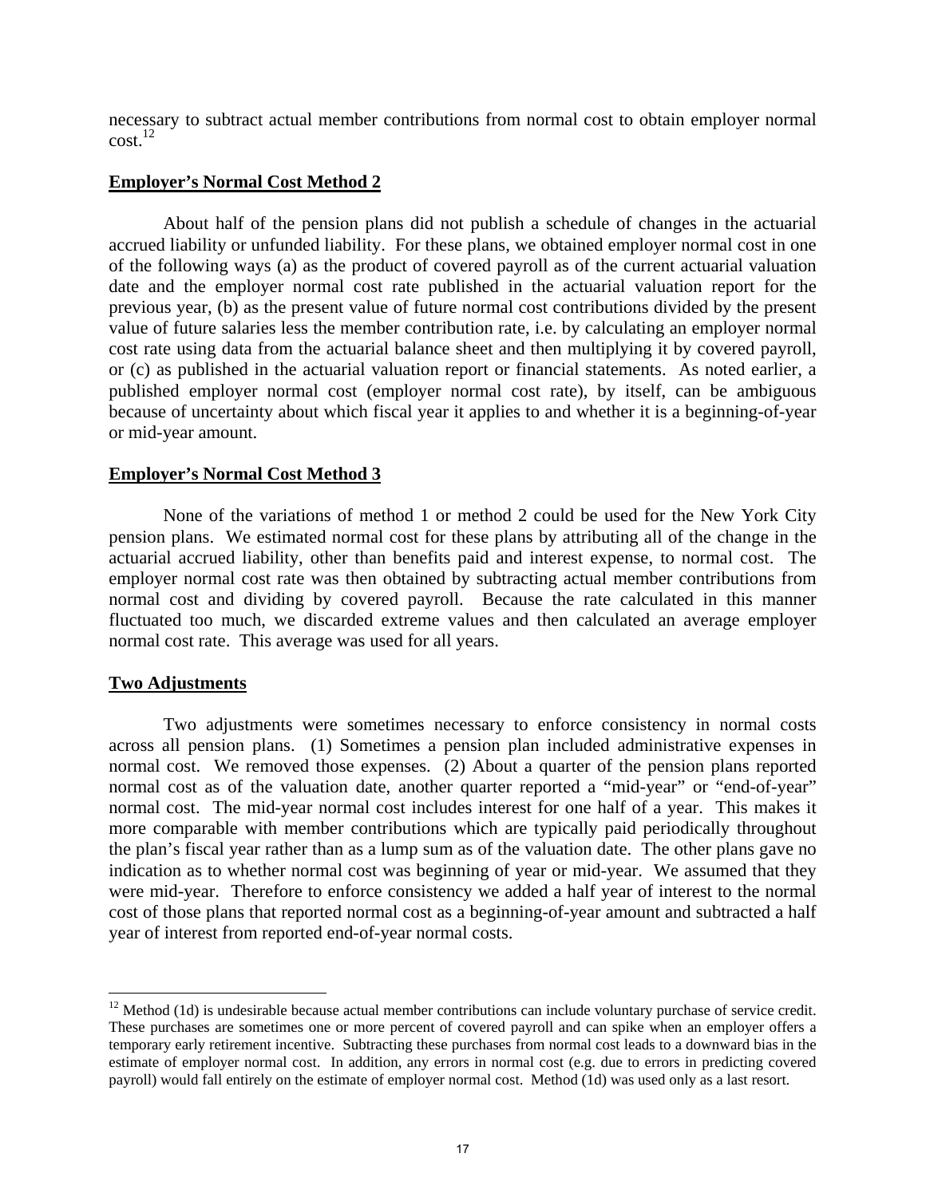necessary to subtract actual member contributions from normal cost to obtain employer normal cost.[12]

**Employer's Normal Cost Method 2**

About half of the pension plans did not publish a schedule of changes in the actuarial accrued liability or unfunded liability. For these plans, we obtained employer normal cost in one of the following ways (a) as the product of covered payroll as of the current actuarial valuation date and the employer normal cost rate published in the actuarial valuation report for the previous year, (b) as the present value of future normal cost contributions divided by the present value of future salaries less the member contribution rate, i.e. by calculating an employer normal cost rate using data from the actuarial balance sheet and then multiplying it by covered payroll, or (c) as published in the actuarial valuation report or financial statements. As noted earlier, a published employer normal cost (employer normal cost rate), by itself, can be ambiguous because of uncertainty about which fiscal year it applies to and whether it is a beginning-of-year or mid-year amount.

**Employer's Normal Cost Method 3**

None of the variations of method 1 or method 2 could be used for the New York City pension plans. We estimated normal cost for these plans by attributing all of the change in the actuarial accrued liability, other than benefits paid and interest expense, to normal cost. The employer normal cost rate was then obtained by subtracting actual member contributions from normal cost and dividing by covered payroll. Because the rate calculated in this manner fluctuated too much, we discarded extreme values and then calculated an average employer normal cost rate. This average was used for all years.

**Two Adjustments**

Two adjustments were sometimes necessary to enforce consistency in normal costs across all pension plans. (1) Sometimes a pension plan included administrative expenses in normal cost. We removed those expenses. (2) About a quarter of the pension plans reported normal cost as of the valuation date, another quarter reported a "mid-year" or "end-of-year" normal cost. The mid-year normal cost includes interest for one half of a year. This makes it more comparable with member contributions which are typically paid periodically throughout the plan's fiscal year rather than as a lump sum as of the valuation date. The other plans gave no indication as to whether normal cost was beginning of year or mid-year. We assumed that they were mid-year. Therefore to enforce consistency we added a half year of interest to the normal cost of those plans that reported normal cost as a beginning-of-year amount and subtracted a half year of interest from reported end-of-year normal costs.

---

[12] Method (1d) is undesirable because actual member contributions can include voluntary purchase of service credit. These purchases are sometimes one or more percent of covered payroll and can spike when an employer offers a temporary early retirement incentive. Subtracting these purchases from normal cost leads to a downward bias in the estimate of employer normal cost. In addition, any errors in normal cost (e.g. due to errors in predicting covered payroll) would fall entirely on the estimate of employer normal cost. Method (1d) was used only as a last resort.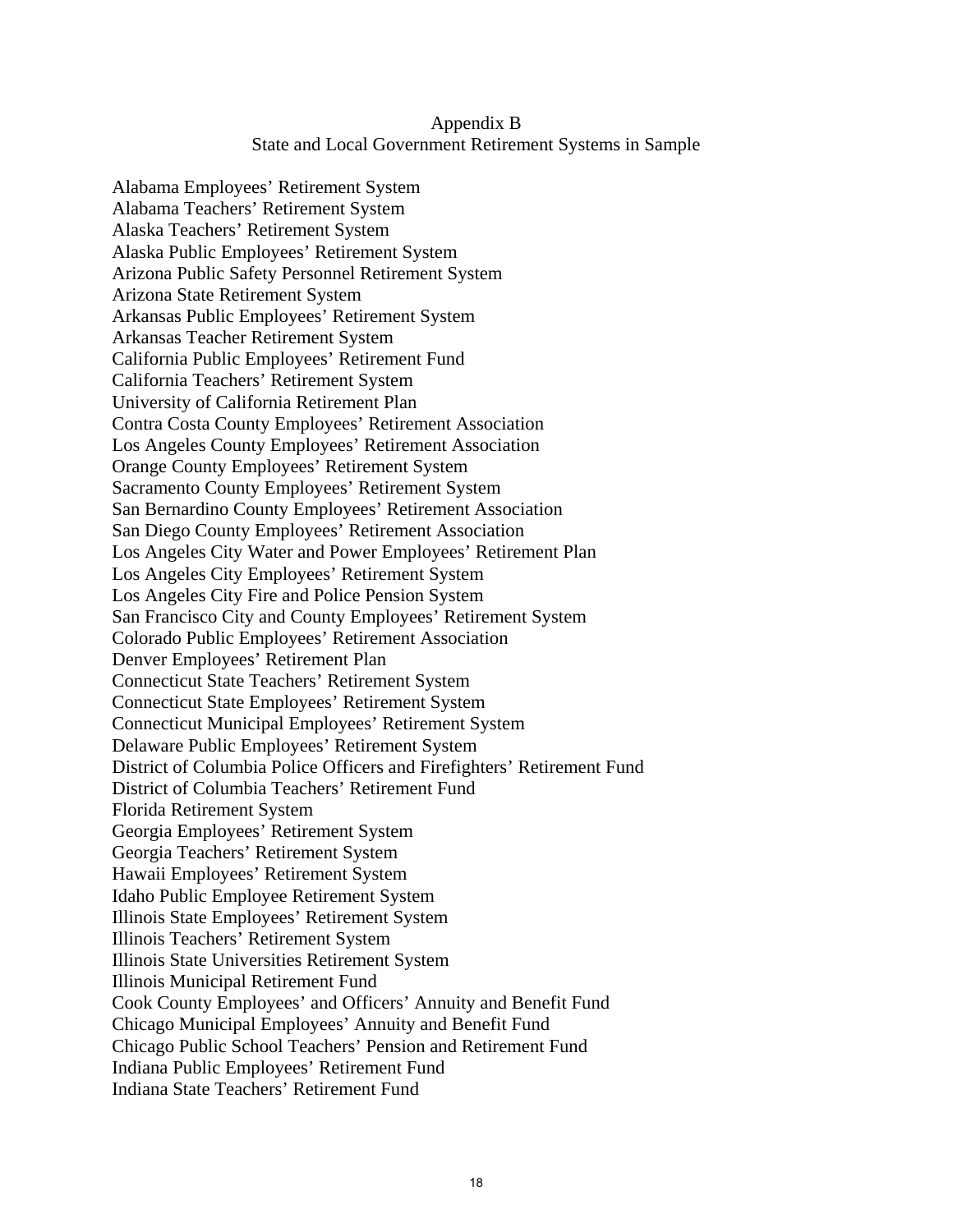## Appendix B
### State and Local Government Retirement Systems in Sample

Alabama Employees' Retirement System
Alabama Teachers' Retirement System
Alaska Teachers' Retirement System
Alaska Public Employees' Retirement System
Arizona Public Safety Personnel Retirement System
Arizona State Retirement System
Arkansas Public Employees' Retirement System
Arkansas Teacher Retirement System
California Public Employees' Retirement Fund
California Teachers' Retirement System
University of California Retirement Plan
Contra Costa County Employees' Retirement Association
Los Angeles County Employees' Retirement Association
Orange County Employees' Retirement System
Sacramento County Employees' Retirement System
San Bernardino County Employees' Retirement Association
San Diego County Employees' Retirement Association
Los Angeles City Water and Power Employees' Retirement Plan
Los Angeles City Employees' Retirement System
Los Angeles City Fire and Police Pension System
San Francisco City and County Employees' Retirement System
Colorado Public Employees' Retirement Association
Denver Employees' Retirement Plan
Connecticut State Teachers' Retirement System
Connecticut State Employees' Retirement System
Connecticut Municipal Employees' Retirement System
Delaware Public Employees' Retirement System
District of Columbia Police Officers and Firefighters' Retirement Fund
District of Columbia Teachers' Retirement Fund
Florida Retirement System
Georgia Employees' Retirement System
Georgia Teachers' Retirement System
Hawaii Employees' Retirement System
Idaho Public Employee Retirement System
Illinois State Employees' Retirement System
Illinois Teachers' Retirement System
Illinois State Universities Retirement System
Illinois Municipal Retirement Fund
Cook County Employees' and Officers' Annuity and Benefit Fund
Chicago Municipal Employees' Annuity and Benefit Fund
Chicago Public School Teachers' Pension and Retirement Fund
Indiana Public Employees' Retirement Fund
Indiana State Teachers' Retirement Fund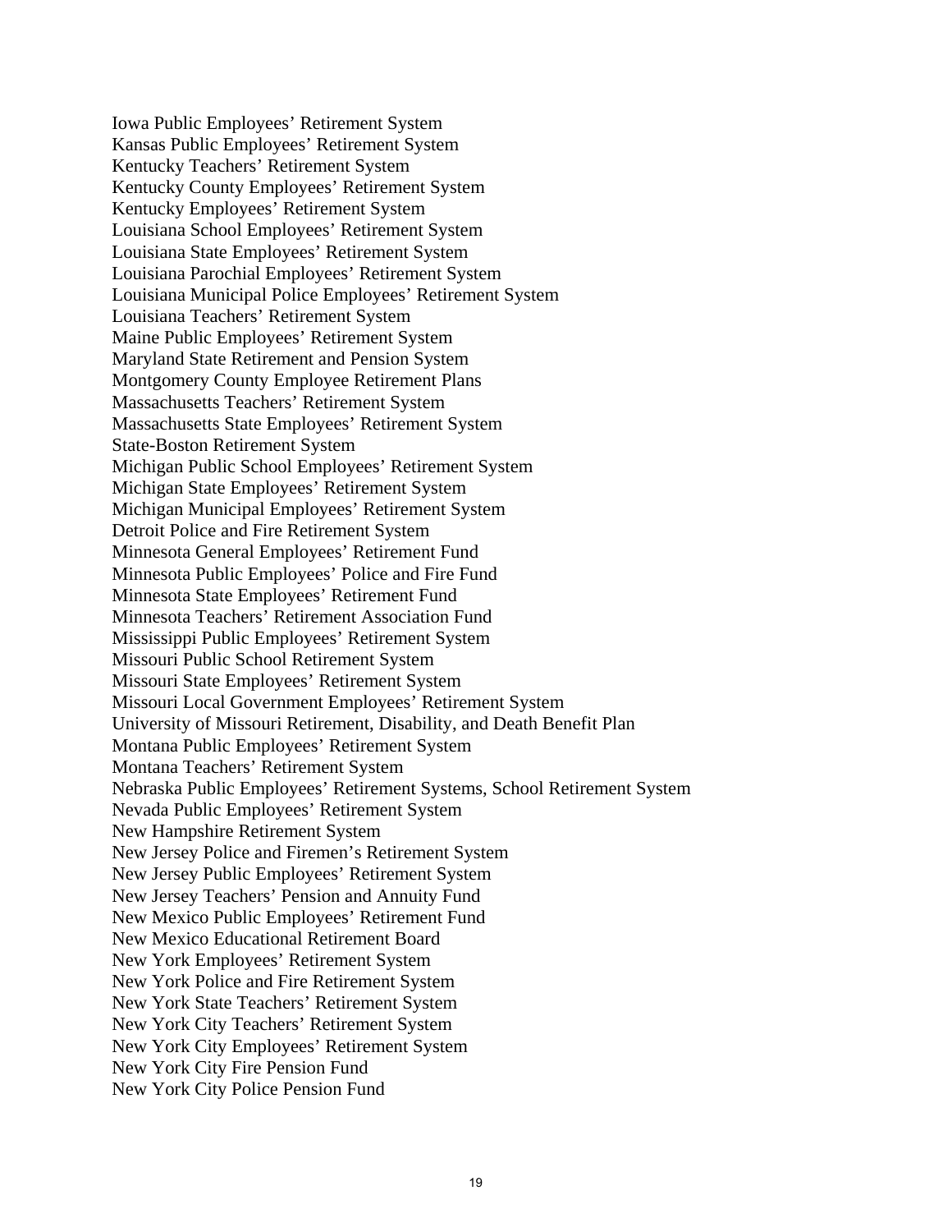Iowa Public Employees’ Retirement System
Kansas Public Employees’ Retirement System
Kentucky Teachers’ Retirement System
Kentucky County Employees’ Retirement System
Kentucky Employees’ Retirement System
Louisiana School Employees’ Retirement System
Louisiana State Employees’ Retirement System
Louisiana Parochial Employees’ Retirement System
Louisiana Municipal Police Employees’ Retirement System
Louisiana Teachers’ Retirement System
Maine Public Employees’ Retirement System
Maryland State Retirement and Pension System
Montgomery County Employee Retirement Plans
Massachusetts Teachers’ Retirement System
Massachusetts State Employees’ Retirement System
State-Boston Retirement System
Michigan Public School Employees’ Retirement System
Michigan State Employees’ Retirement System
Michigan Municipal Employees’ Retirement System
Detroit Police and Fire Retirement System
Minnesota General Employees’ Retirement Fund
Minnesota Public Employees’ Police and Fire Fund
Minnesota State Employees’ Retirement Fund
Minnesota Teachers’ Retirement Association Fund
Mississippi Public Employees’ Retirement System
Missouri Public School Retirement System
Missouri State Employees’ Retirement System
Missouri Local Government Employees’ Retirement System
University of Missouri Retirement, Disability, and Death Benefit Plan
Montana Public Employees’ Retirement System
Montana Teachers’ Retirement System
Nebraska Public Employees’ Retirement Systems, School Retirement System
Nevada Public Employees’ Retirement System
New Hampshire Retirement System
New Jersey Police and Firemen’s Retirement System
New Jersey Public Employees’ Retirement System
New Jersey Teachers’ Pension and Annuity Fund
New Mexico Public Employees’ Retirement Fund
New Mexico Educational Retirement Board
New York Employees’ Retirement System
New York Police and Fire Retirement System
New York State Teachers’ Retirement System
New York City Teachers’ Retirement System
New York City Employees’ Retirement System
New York City Fire Pension Fund
New York City Police Pension Fund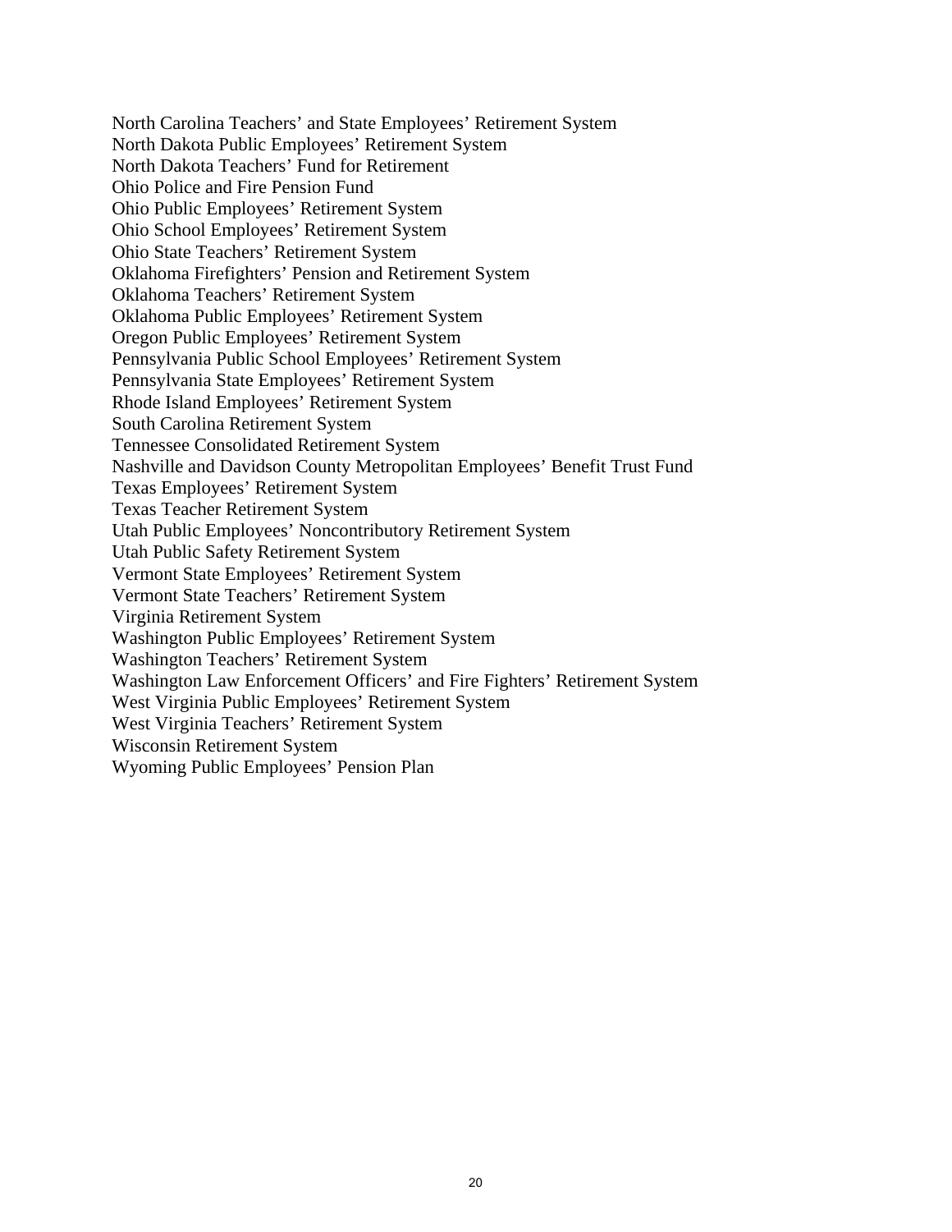North Carolina Teachers' and State Employees' Retirement System
North Dakota Public Employees' Retirement System
North Dakota Teachers' Fund for Retirement
Ohio Police and Fire Pension Fund
Ohio Public Employees' Retirement System
Ohio School Employees' Retirement System
Ohio State Teachers' Retirement System
Oklahoma Firefighters' Pension and Retirement System
Oklahoma Teachers' Retirement System
Oklahoma Public Employees' Retirement System
Oregon Public Employees' Retirement System
Pennsylvania Public School Employees' Retirement System
Pennsylvania State Employees' Retirement System
Rhode Island Employees' Retirement System
South Carolina Retirement System
Tennessee Consolidated Retirement System
Nashville and Davidson County Metropolitan Employees' Benefit Trust Fund
Texas Employees' Retirement System
Texas Teacher Retirement System
Utah Public Employees' Noncontributory Retirement System
Utah Public Safety Retirement System
Vermont State Employees' Retirement System
Vermont State Teachers' Retirement System
Virginia Retirement System
Washington Public Employees' Retirement System
Washington Teachers' Retirement System
Washington Law Enforcement Officers' and Fire Fighters' Retirement System
West Virginia Public Employees' Retirement System
West Virginia Teachers' Retirement System
Wisconsin Retirement System
Wyoming Public Employees' Pension Plan